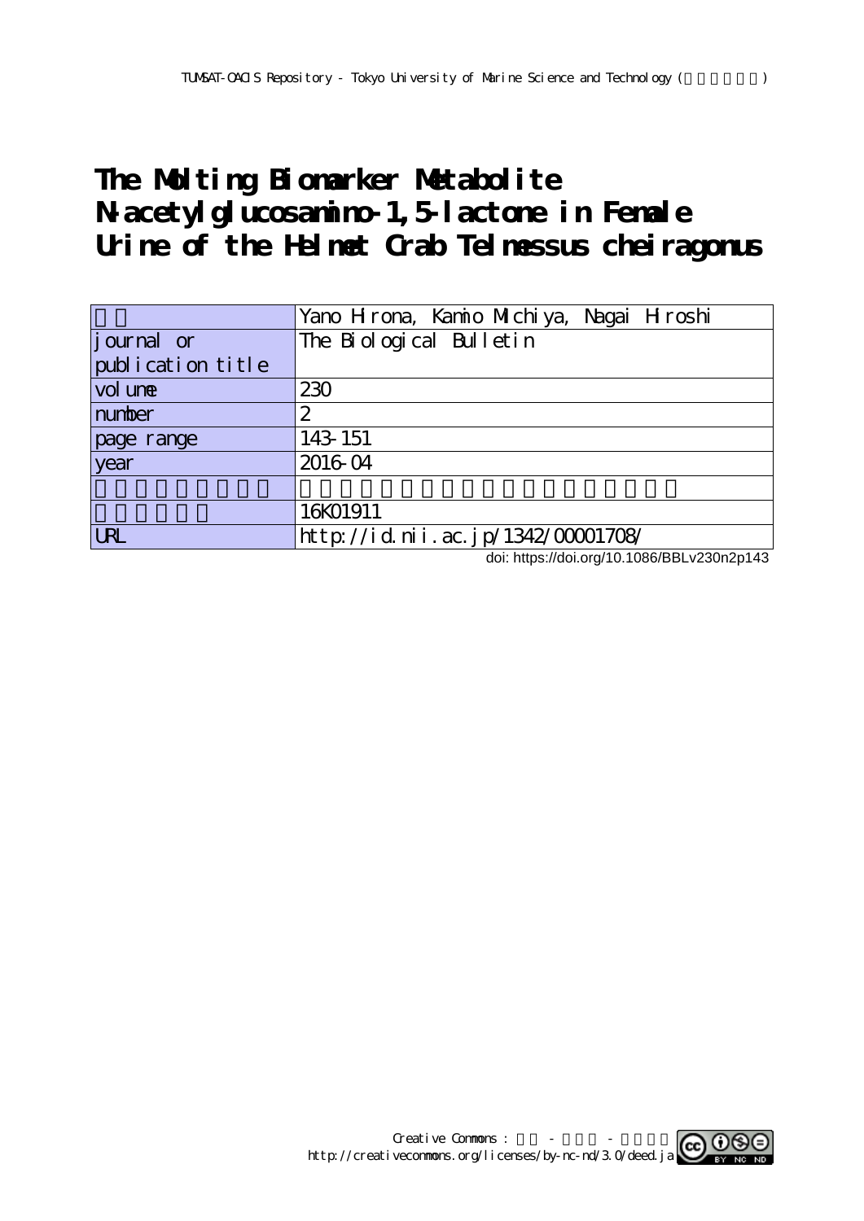TUMSAT-OACIS Repository - Tokyo University of Marine Science and Technology (東京海洋大学)

# The Molting Biomarker Metabolite N-acetylglucosamino-1,5-lactone in Female Urine of the Helmet Crab Telmessus cheiragonus

| 著者 | Yano Hirona, Kamio Michiya, Nagai Hiroshi |
|---|---|
| journal or publication title | The Biological Bulletin |
| volume | 230 |
| number | 2 |
| page range | 143-151 |
| year | 2016-04 |
| | |
| | 16K01911 |
| URL | http://id.nii.ac.jp/1342/00001708/ |

doi: https://doi.org/10.1086/BBLv230n2p143

Creative Commons : 表示 - 非営利 - 改変禁止
http://creativecommons.org/licenses/by-nc-nd/3.0/deed.ja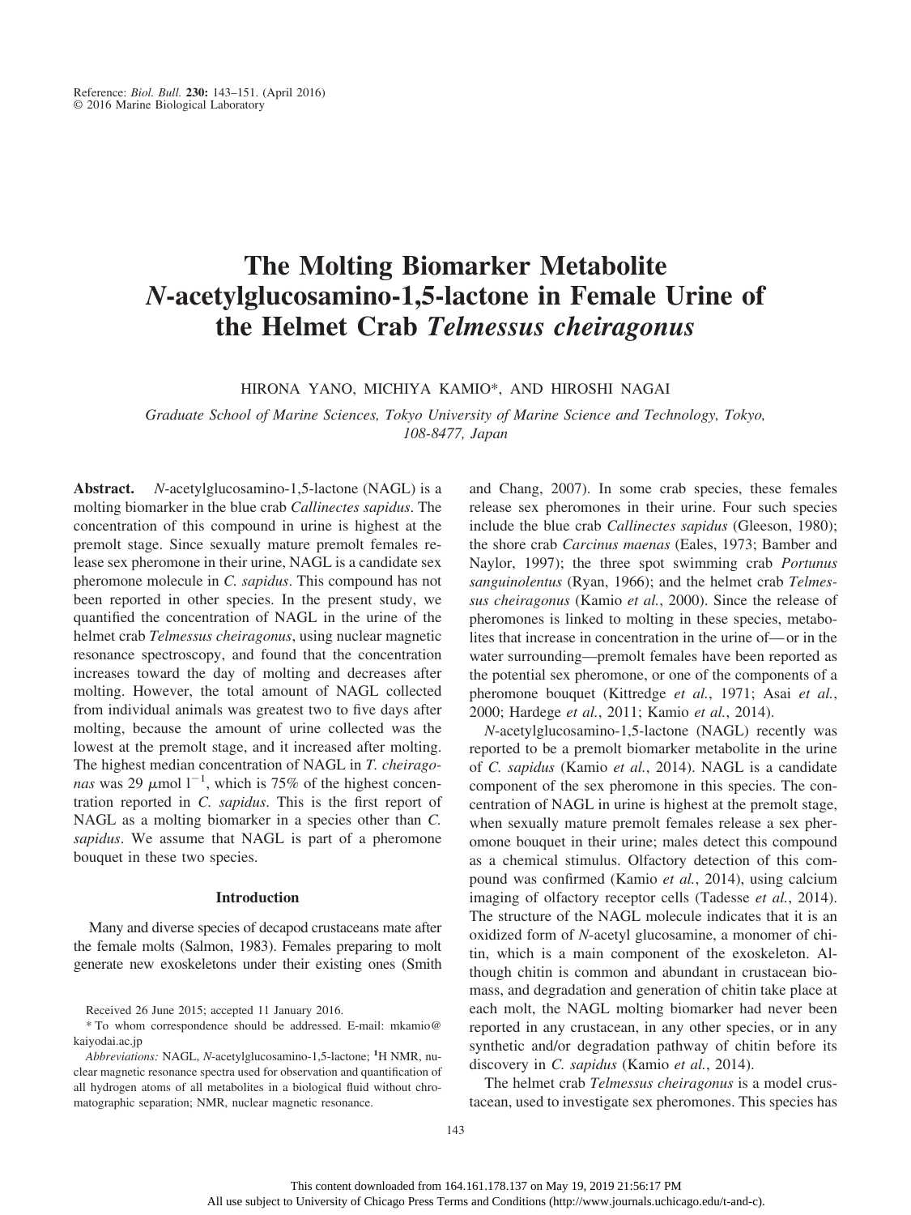Reference: *Biol. Bull.* **230:** 143–151. (April 2016)
© 2016 Marine Biological Laboratory

# The Molting Biomarker Metabolite *N*-acetylglucosamino-1,5-lactone in Female Urine of the Helmet Crab *Telmessus cheiragonus*

HIRONA YANO, MICHIYA KAMIO*, AND HIROSHI NAGAI

*Graduate School of Marine Sciences, Tokyo University of Marine Science and Technology, Tokyo, 108-8477, Japan*

**Abstract.** *N*-acetylglucosamino-1,5-lactone (NAGL) is a molting biomarker in the blue crab *Callinectes sapidus*. The concentration of this compound in urine is highest at the premolt stage. Since sexually mature premolt females release sex pheromone in their urine, NAGL is a candidate sex pheromone molecule in *C. sapidus*. This compound has not been reported in other species. In the present study, we quantified the concentration of NAGL in the urine of the helmet crab *Telmessus cheiragonus*, using nuclear magnetic resonance spectroscopy, and found that the concentration increases toward the day of molting and decreases after molting. However, the total amount of NAGL collected from individual animals was greatest two to five days after molting, because the amount of urine collected was the lowest at the premolt stage, and it increased after molting. The highest median concentration of NAGL in *T. cheiragonas* was 29 $\mu$mol $l^{-1}$, which is 75% of the highest concentration reported in *C. sapidus*. This is the first report of NAGL as a molting biomarker in a species other than *C. sapidus*. We assume that NAGL is part of a pheromone bouquet in these two species.

## Introduction

Many and diverse species of decapod crustaceans mate after the female molts (Salmon, 1983). Females preparing to molt generate new exoskeletons under their existing ones (Smith and Chang, 2007). In some crab species, these females release sex pheromones in their urine. Four such species include the blue crab *Callinectes sapidus* (Gleeson, 1980); the shore crab *Carcinus maenas* (Eales, 1973; Bamber and Naylor, 1997); the three spot swimming crab *Portunus sanguinolentus* (Ryan, 1966); and the helmet crab *Telmessus cheiragonus* (Kamio *et al.*, 2000). Since the release of pheromones is linked to molting in these species, metabolites that increase in concentration in the urine of—or in the water surrounding—premolt females have been reported as the potential sex pheromone, or one of the components of a pheromone bouquet (Kittredge *et al.*, 1971; Asai *et al.*, 2000; Hardege *et al.*, 2011; Kamio *et al.*, 2014).

*N*-acetylglucosamino-1,5-lactone (NAGL) recently was reported to be a premolt biomarker metabolite in the urine of *C. sapidus* (Kamio *et al.*, 2014). NAGL is a candidate component of the sex pheromone in this species. The concentration of NAGL in urine is highest at the premolt stage, when sexually mature premolt females release a sex pheromone bouquet in their urine; males detect this compound as a chemical stimulus. Olfactory detection of this compound was confirmed (Kamio *et al.*, 2014), using calcium imaging of olfactory receptor cells (Tadesse *et al.*, 2014). The structure of the NAGL molecule indicates that it is an oxidized form of *N*-acetyl glucosamine, a monomer of chitin, which is a main component of the exoskeleton. Although chitin is common and abundant in crustacean biomass, and degradation and generation of chitin take place at each molt, the NAGL molting biomarker had never been reported in any crustacean, in any other species, or in any synthetic and/or degradation pathway of chitin before its discovery in *C. sapidus* (Kamio *et al.*, 2014).

The helmet crab *Telmessus cheiragonus* is a model crustacean, used to investigate sex pheromones. This species has

Received 26 June 2015; accepted 11 January 2016.

\* To whom correspondence should be addressed. E-mail: mkamio@kaiyodai.ac.jp

*Abbreviations:* NAGL, *N*-acetylglucosamino-1,5-lactone; $^{1}$H NMR, nuclear magnetic resonance spectra used for observation and quantification of all hydrogen atoms of all metabolites in a biological fluid without chromatographic separation; NMR, nuclear magnetic resonance.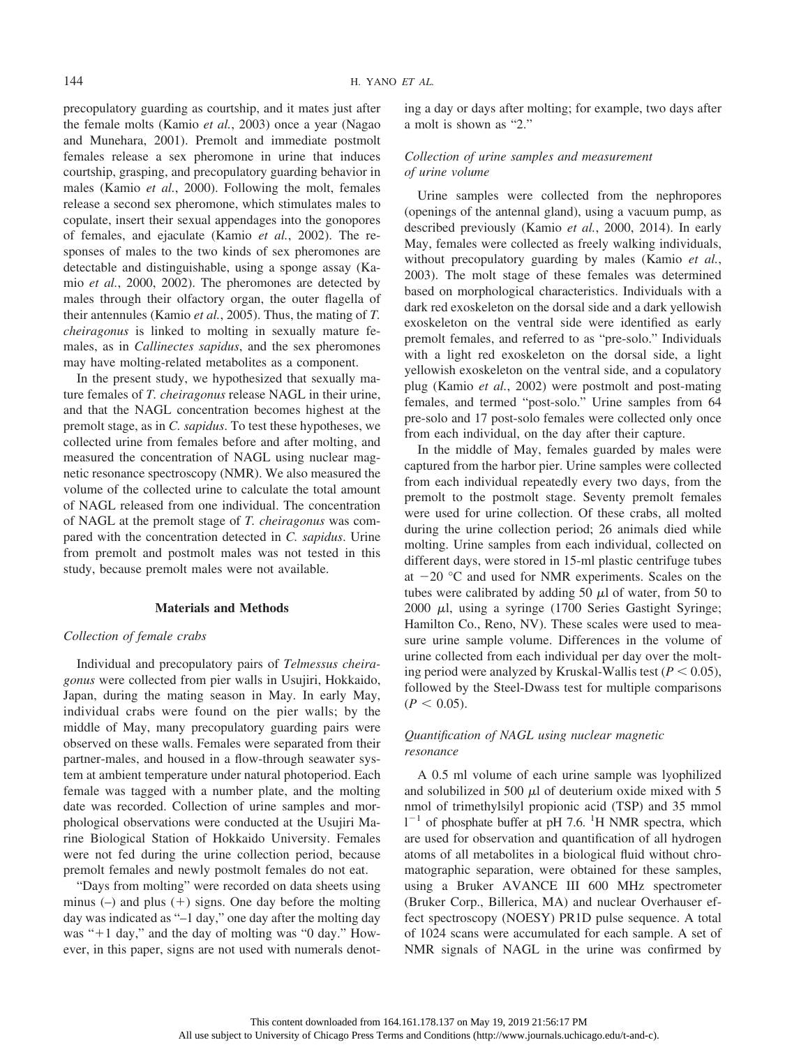precopulatory guarding as courtship, and it mates just after the female molts (Kamio *et al.*, 2003) once a year (Nagao and Munehara, 2001). Premolt and immediate postmolt females release a sex pheromone in urine that induces courtship, grasping, and precopulatory guarding behavior in males (Kamio *et al.*, 2000). Following the molt, females release a second sex pheromone, which stimulates males to copulate, insert their sexual appendages into the gonopores of females, and ejaculate (Kamio *et al.*, 2002). The responses of males to the two kinds of sex pheromones are detectable and distinguishable, using a sponge assay (Kamio *et al.*, 2000, 2002). The pheromones are detected by males through their olfactory organ, the outer flagella of their antennules (Kamio *et al.*, 2005). Thus, the mating of *T. cheiragonus* is linked to molting in sexually mature females, as in *Callinectes sapidus*, and the sex pheromones may have molting-related metabolites as a component.

In the present study, we hypothesized that sexually mature females of *T. cheiragonus* release NAGL in their urine, and that the NAGL concentration becomes highest at the premolt stage, as in *C. sapidus*. To test these hypotheses, we collected urine from females before and after molting, and measured the concentration of NAGL using nuclear magnetic resonance spectroscopy (NMR). We also measured the volume of the collected urine to calculate the total amount of NAGL released from one individual. The concentration of NAGL at the premolt stage of *T. cheiragonus* was compared with the concentration detected in *C. sapidus*. Urine from premolt and postmolt males was not tested in this study, because premolt males were not available.

## Materials and Methods

### Collection of female crabs

Individual and precopulatory pairs of *Telmessus cheiragonus* were collected from pier walls in Usujiri, Hokkaido, Japan, during the mating season in May. In early May, individual crabs were found on the pier walls; by the middle of May, many precopulatory guarding pairs were observed on these walls. Females were separated from their partner-males, and housed in a flow-through seawater system at ambient temperature under natural photoperiod. Each female was tagged with a number plate, and the molting date was recorded. Collection of urine samples and morphological observations were conducted at the Usujiri Marine Biological Station of Hokkaido University. Females were not fed during the urine collection period, because premolt females and newly postmolt females do not eat.

"Days from molting" were recorded on data sheets using minus (–) and plus (+) signs. One day before the molting day was indicated as "–1 day," one day after the molting day was "+1 day," and the day of molting was "0 day." However, in this paper, signs are not used with numerals denoting a day or days after molting; for example, two days after a molt is shown as "2."

### Collection of urine samples and measurement of urine volume

Urine samples were collected from the nephropores (openings of the antennal gland), using a vacuum pump, as described previously (Kamio *et al.*, 2000, 2014). In early May, females were collected as freely walking individuals, without precopulatory guarding by males (Kamio *et al.*, 2003). The molt stage of these females was determined based on morphological characteristics. Individuals with a dark red exoskeleton on the dorsal side and a dark yellowish exoskeleton on the ventral side were identified as early premolt females, and referred to as "pre-solo." Individuals with a light red exoskeleton on the dorsal side, a light yellowish exoskeleton on the ventral side, and a copulatory plug (Kamio *et al.*, 2002) were postmolt and post-mating females, and termed "post-solo." Urine samples from 64 pre-solo and 17 post-solo females were collected only once from each individual, on the day after their capture.

In the middle of May, females guarded by males were captured from the harbor pier. Urine samples were collected from each individual repeatedly every two days, from the premolt to the postmolt stage. Seventy premolt females were used for urine collection. Of these crabs, all molted during the urine collection period; 26 animals died while molting. Urine samples from each individual, collected on different days, were stored in 15-ml plastic centrifuge tubes at $-20$ °C and used for NMR experiments. Scales on the tubes were calibrated by adding 50 $\mu$l of water, from 50 to 2000 $\mu$l, using a syringe (1700 Series Gastight Syringe; Hamilton Co., Reno, NV). These scales were used to measure urine sample volume. Differences in the volume of urine collected from each individual per day over the molting period were analyzed by Kruskal-Wallis test ($P < 0.05$), followed by the Steel-Dwass test for multiple comparisons ($P < 0.05$).

### Quantification of NAGL using nuclear magnetic resonance

A 0.5 ml volume of each urine sample was lyophilized and solubilized in 500 $\mu$l of deuterium oxide mixed with 5 nmol of trimethylsilyl propionic acid (TSP) and 35 mmol $l^{-1}$ of phosphate buffer at pH 7.6. $^1$H NMR spectra, which are used for observation and quantification of all hydrogen atoms of all metabolites in a biological fluid without chromatographic separation, were obtained for these samples, using a Bruker AVANCE III 600 MHz spectrometer (Bruker Corp., Billerica, MA) and nuclear Overhauser effect spectroscopy (NOESY) PR1D pulse sequence. A total of 1024 scans were accumulated for each sample. A set of NMR signals of NAGL in the urine was confirmed by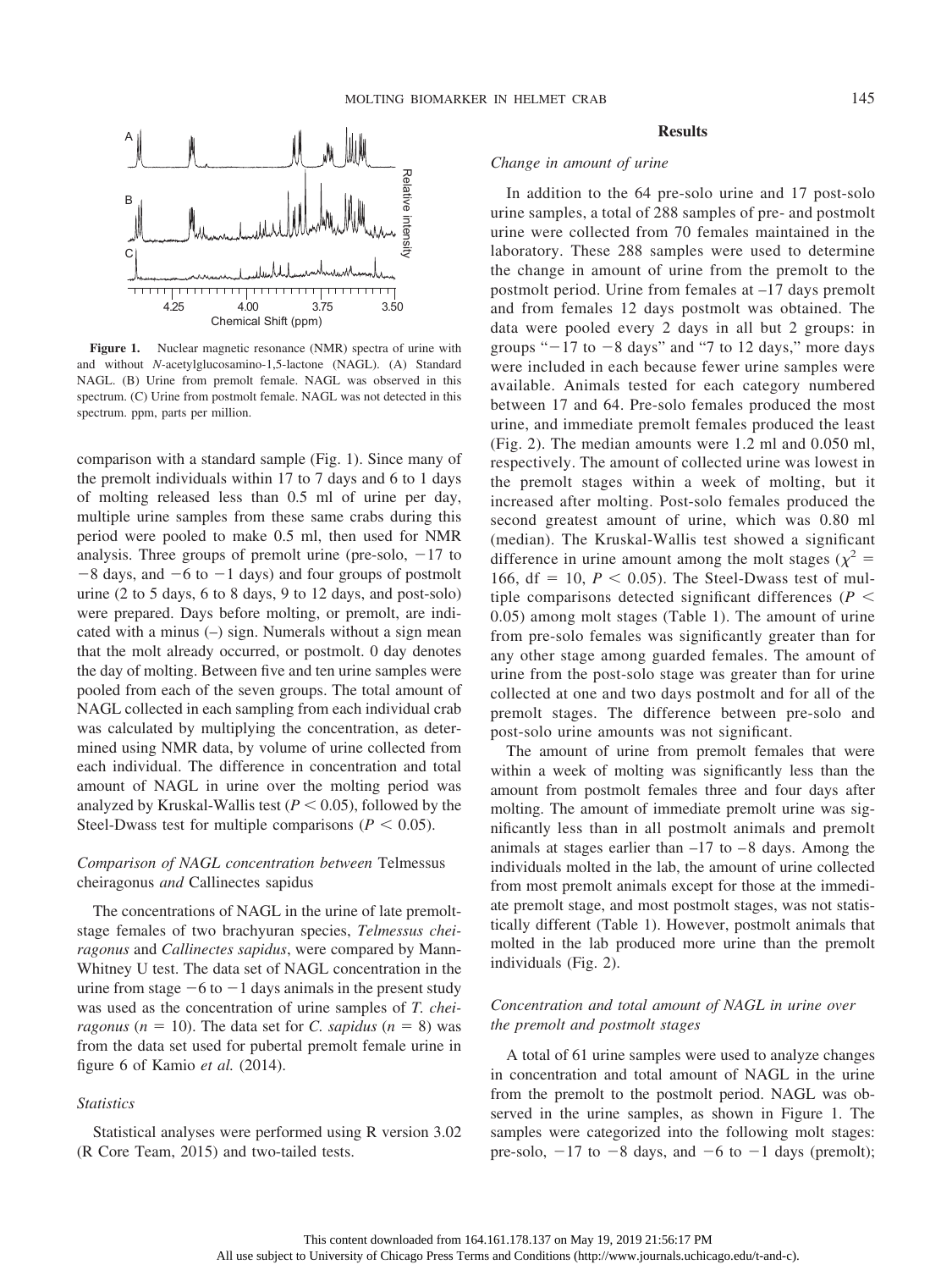Figure 1. Nuclear magnetic resonance (NMR) spectra of urine with and without *N*-acetylglucosamino-1,5-lactone (NAGL). (A) Standard NAGL. (B) Urine from premolt female. NAGL was observed in this spectrum. (C) Urine from postmolt female. NAGL was not detected in this spectrum. ppm, parts per million.

comparison with a standard sample (Fig. 1). Since many of the premolt individuals within 17 to 7 days and 6 to 1 days of molting released less than 0.5 ml of urine per day, multiple urine samples from these same crabs during this period were pooled to make 0.5 ml, then used for NMR analysis. Three groups of premolt urine (pre-solo, −17 to −8 days, and −6 to −1 days) and four groups of postmolt urine (2 to 5 days, 6 to 8 days, 9 to 12 days, and post-solo) were prepared. Days before molting, or premolt, are indicated with a minus (–) sign. Numerals without a sign mean that the molt already occurred, or postmolt. 0 day denotes the day of molting. Between five and ten urine samples were pooled from each of the seven groups. The total amount of NAGL collected in each sampling from each individual crab was calculated by multiplying the concentration, as determined using NMR data, by volume of urine collected from each individual. The difference in concentration and total amount of NAGL in urine over the molting period was analyzed by Kruskal-Wallis test ($P < 0.05$), followed by the Steel-Dwass test for multiple comparisons ($P < 0.05$).

### *Comparison of NAGL concentration between* Telmessus cheiragonus *and* Callinectes sapidus

The concentrations of NAGL in the urine of late premolt-stage females of two brachyuran species, *Telmessus cheiragonus* and *Callinectes sapidus*, were compared by Mann-Whitney U test. The data set of NAGL concentration in the urine from stage −6 to −1 days animals in the present study was used as the concentration of urine samples of *T. cheiragonus* ($n = 10$). The data set for *C. sapidus* ($n = 8$) was from the data set used for pubertal premolt female urine in figure 6 of Kamio *et al.* (2014).

### *Statistics*

Statistical analyses were performed using R version 3.02 (R Core Team, 2015) and two-tailed tests.

## Results

### *Change in amount of urine*

In addition to the 64 pre-solo urine and 17 post-solo urine samples, a total of 288 samples of pre- and postmolt urine were collected from 70 females maintained in the laboratory. These 288 samples were used to determine the change in amount of urine from the premolt to the postmolt period. Urine from females at –17 days premolt and from females 12 days postmolt was obtained. The data were pooled every 2 days in all but 2 groups: in groups "−17 to −8 days" and "7 to 12 days," more days were included in each because fewer urine samples were available. Animals tested for each category numbered between 17 and 64. Pre-solo females produced the most urine, and immediate premolt females produced the least (Fig. 2). The median amounts were 1.2 ml and 0.050 ml, respectively. The amount of collected urine was lowest in the premolt stages within a week of molting, but it increased after molting. Post-solo females produced the second greatest amount of urine, which was 0.80 ml (median). The Kruskal-Wallis test showed a significant difference in urine amount among the molt stages ($\chi^2 = 166$, df $= 10$, $P < 0.05$). The Steel-Dwass test of multiple comparisons detected significant differences ($P < 0.05$) among molt stages (Table 1). The amount of urine from pre-solo females was significantly greater than for any other stage among guarded females. The amount of urine from the post-solo stage was greater than for urine collected at one and two days postmolt and for all of the premolt stages. The difference between pre-solo and post-solo urine amounts was not significant.

The amount of urine from premolt females that were within a week of molting was significantly less than the amount from postmolt females three and four days after molting. The amount of immediate premolt urine was significantly less than in all postmolt animals and premolt animals at stages earlier than –17 to –8 days. Among the individuals molted in the lab, the amount of urine collected from most premolt animals except for those at the immediate premolt stage, and most postmolt stages, was not statistically different (Table 1). However, postmolt animals that molted in the lab produced more urine than the premolt individuals (Fig. 2).

### *Concentration and total amount of NAGL in urine over the premolt and postmolt stages*

A total of 61 urine samples were used to analyze changes in concentration and total amount of NAGL in the urine from the premolt to the postmolt period. NAGL was observed in the urine samples, as shown in Figure 1. The samples were categorized into the following molt stages: pre-solo, −17 to −8 days, and −6 to −1 days (premolt);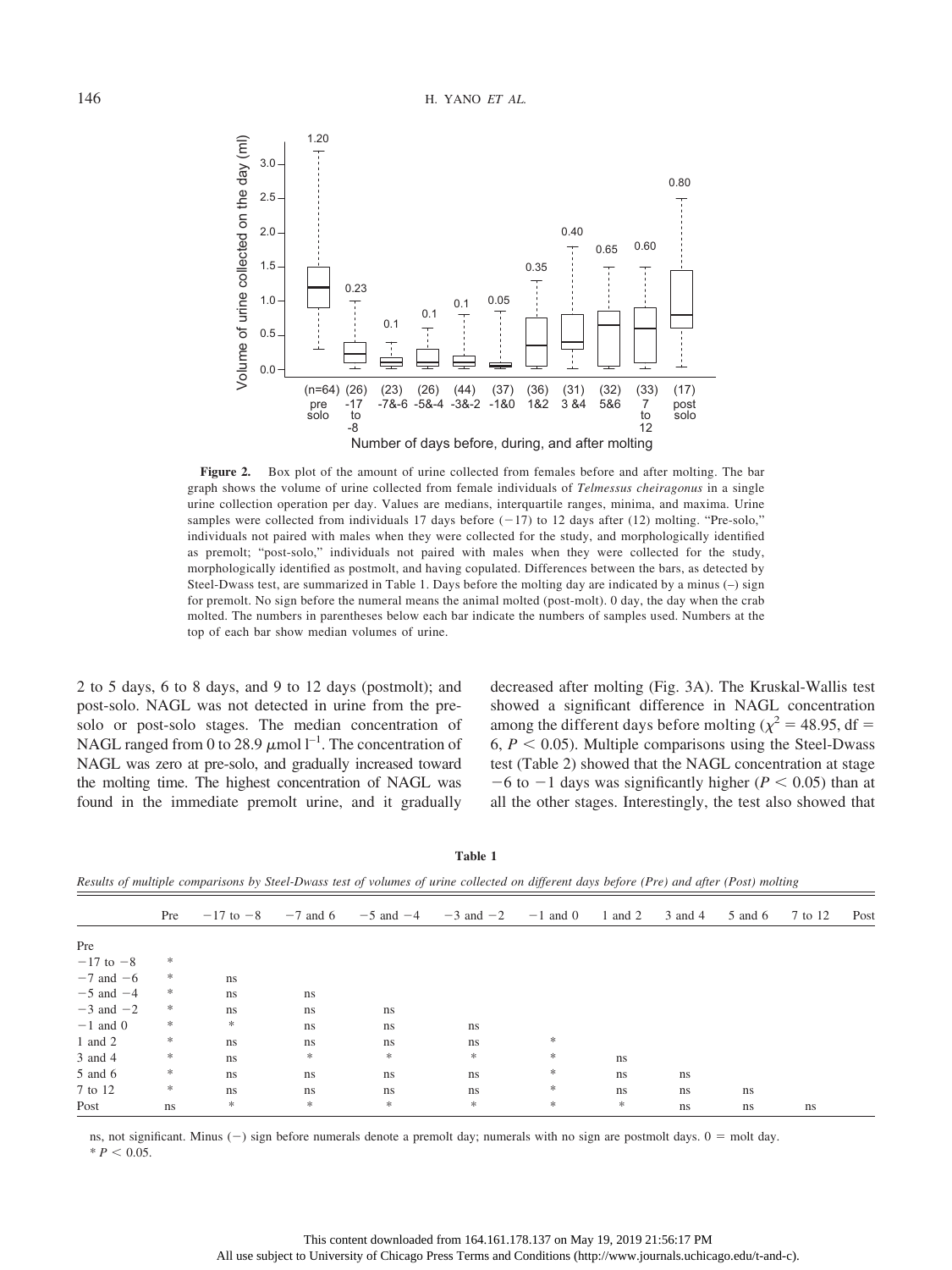**Figure 2.** Box plot of the amount of urine collected from females before and after molting. The bar graph shows the volume of urine collected from female individuals of *Telmessus cheiragonus* in a single urine collection operation per day. Values are medians, interquartile ranges, minima, and maxima. Urine samples were collected from individuals 17 days before (−17) to 12 days after (12) molting. "Pre-solo," individuals not paired with males when they were collected for the study, and morphologically identified as premolt; "post-solo," individuals not paired with males when they were collected for the study, morphologically identified as postmolt, and having copulated. Differences between the bars, as detected by Steel-Dwass test, are summarized in Table 1. Days before the molting day are indicated by a minus (–) sign for premolt. No sign before the numeral means the animal molted (post-molt). 0 day, the day when the crab molted. The numbers in parentheses below each bar indicate the numbers of samples used. Numbers at the top of each bar show median volumes of urine.

2 to 5 days, 6 to 8 days, and 9 to 12 days (postmolt); and post-solo. NAGL was not detected in urine from the pre-solo or post-solo stages. The median concentration of NAGL ranged from 0 to 28.9 $\mu$mol $l^{-1}$. The concentration of NAGL was zero at pre-solo, and gradually increased toward the molting time. The highest concentration of NAGL was found in the immediate premolt urine, and it gradually decreased after molting (Fig. 3A). The Kruskal-Wallis test showed a significant difference in NAGL concentration among the different days before molting ($\chi^2 = 48.95$, df = 6, $P < 0.05$). Multiple comparisons using the Steel-Dwass test (Table 2) showed that the NAGL concentration at stage −6 to −1 days was significantly higher ($P < 0.05$) than at all the other stages. Interestingly, the test also showed that

**Table 1**

*Results of multiple comparisons by Steel-Dwass test of volumes of urine collected on different days before (Pre) and after (Post) molting*

| | Pre | −17 to −8 | −7 and 6 | −5 and −4 | −3 and −2 | −1 and 0 | 1 and 2 | 3 and 4 | 5 and 6 | 7 to 12 | Post |
|---|---|---|---|---|---|---|---|---|---|---|---|
| Pre | | | | | | | | | | | |
| −17 to −8 | * | | | | | | | | | | |
| −7 and −6 | * | ns | | | | | | | | | |
| −5 and −4 | * | ns | ns | | | | | | | | |
| −3 and −2 | * | ns | ns | ns | | | | | | | |
| −1 and 0 | * | * | ns | ns | ns | | | | | | |
| 1 and 2 | * | ns | ns | ns | ns | * | | | | | |
| 3 and 4 | * | ns | * | * | * | * | ns | | | | |
| 5 and 6 | * | ns | ns | ns | ns | * | ns | ns | | | |
| 7 to 12 | * | ns | ns | ns | ns | * | ns | ns | ns | | |
| Post | ns | * | * | * | * | * | * | ns | ns | ns | |

ns, not significant. Minus (−) sign before numerals denote a premolt day; numerals with no sign are postmolt days. 0 = molt day.
* $P < 0.05$.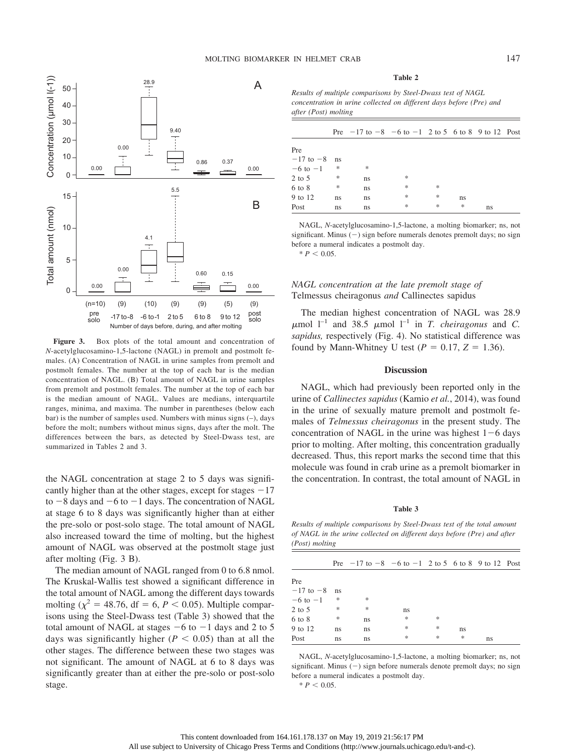**Figure 3.** Box plots of the total amount and concentration of *N*-acetylglucosamino-1,5-lactone (NAGL) in premolt and postmolt females. (A) Concentration of NAGL in urine samples from premolt and postmolt females. The number at the top of each bar is the median concentration of NAGL. (B) Total amount of NAGL in urine samples from premolt and postmolt females. The number at the top of each bar is the median amount of NAGL. Values are medians, interquartile ranges, minima, and maxima. The number in parentheses (below each bar) is the number of samples used. Numbers with minus signs (–), days before the molt; numbers without minus signs, days after the molt. The differences between the bars, as detected by Steel-Dwass test, are summarized in Tables 2 and 3.

the NAGL concentration at stage 2 to 5 days was significantly higher than at the other stages, except for stages −17 to −8 days and −6 to −1 days. The concentration of NAGL at stage 6 to 8 days was significantly higher than at either the pre-solo or post-solo stage. The total amount of NAGL also increased toward the time of molting, but the highest amount of NAGL was observed at the postmolt stage just after molting (Fig. 3 B).

The median amount of NAGL ranged from 0 to 6.8 nmol. The Kruskal-Wallis test showed a significant difference in the total amount of NAGL among the different days towards molting ($\chi^2 = 48.76$, df = 6, $P < 0.05$). Multiple comparisons using the Steel-Dwass test (Table 3) showed that the total amount of NAGL at stages −6 to −1 days and 2 to 5 days was significantly higher ($P < 0.05$) than at all the other stages. The difference between these two stages was not significant. The amount of NAGL at 6 to 8 days was significantly greater than at either the pre-solo or post-solo stage.

**Table 2**

*Results of multiple comparisons by Steel-Dwass test of NAGL concentration in urine collected on different days before (Pre) and after (Post) molting*

| | Pre | −17 to −8 | −6 to −1 | 2 to 5 | 6 to 8 | 9 to 12 | Post |
|---|---|---|---|---|---|---|---|
| Pre | | | | | | | |
| −17 to −8 | ns | | | | | | |
| −6 to −1 | * | * | | | | | |
| 2 to 5 | * | ns | * | | | | |
| 6 to 8 | * | ns | * | * | | | |
| 9 to 12 | ns | ns | * | * | ns | | |
| Post | ns | ns | * | * | * | ns | |

NAGL, *N*-acetylglucosamino-1,5-lactone, a molting biomarker; ns, not significant. Minus (−) sign before numerals denotes premolt days; no sign before a numeral indicates a postmolt day.

* $P < 0.05$.

### NAGL concentration at the late premolt stage of *Telmessus cheiragonus* and *Callinectes sapidus*

The median highest concentration of NAGL was 28.9 $\mu$mol $l^{-1}$ and 38.5 $\mu$mol $l^{-1}$ in *T. cheiragonus* and *C. sapidus,* respectively (Fig. 4). No statistical difference was found by Mann-Whitney U test ($P = 0.17$, $Z = 1.36$).

## Discussion

NAGL, which had previously been reported only in the urine of *Callinectes sapidus* (Kamio *et al.*, 2014), was found in the urine of sexually mature premolt and postmolt females of *Telmessus cheiragonus* in the present study. The concentration of NAGL in the urine was highest 1−6 days prior to molting. After molting, this concentration gradually decreased. Thus, this report marks the second time that this molecule was found in crab urine as a premolt biomarker in the concentration. In contrast, the total amount of NAGL in

**Table 3**

*Results of multiple comparisons by Steel-Dwass test of the total amount of NAGL in the urine collected on different days before (Pre) and after (Post) molting*

| | Pre | −17 to −8 | −6 to −1 | 2 to 5 | 6 to 8 | 9 to 12 | Post |
|---|---|---|---|---|---|---|---|
| Pre | | | | | | | |
| −17 to −8 | ns | | | | | | |
| −6 to −1 | * | * | | | | | |
| 2 to 5 | * | * | ns | | | | |
| 6 to 8 | * | ns | * | * | | | |
| 9 to 12 | ns | ns | * | * | ns | | |
| Post | ns | ns | * | * | * | ns | |

NAGL, *N*-acetylglucosamino-1,5-lactone, a molting biomarker; ns, not significant. Minus (−) sign before numerals denote premolt days; no sign before a numeral indicates a postmolt day.

* $P < 0.05$.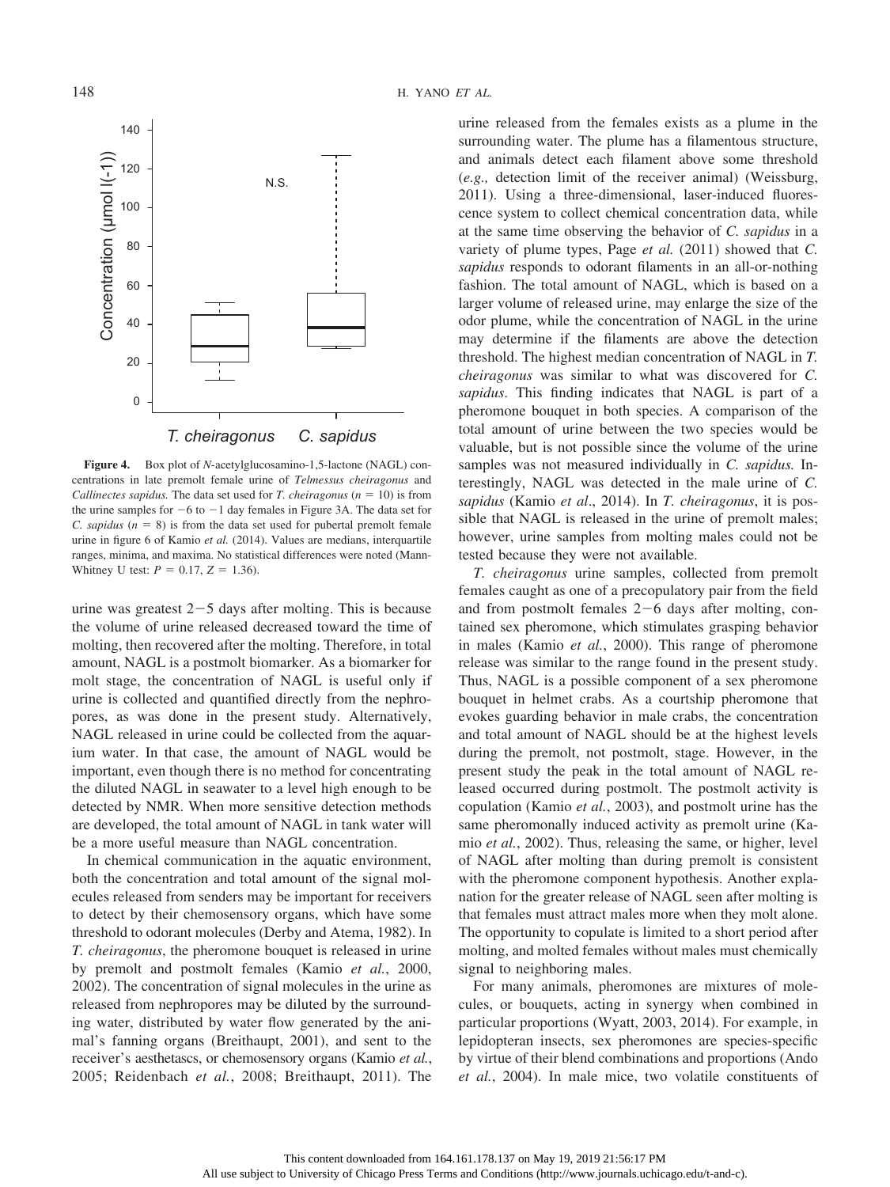**Figure 4.** Box plot of *N*-acetylglucosamino-1,5-lactone (NAGL) concentrations in late premolt female urine of *Telmessus cheiragonus* and *Callinectes sapidus.* The data set used for *T. cheiragonus* ($n = 10$) is from the urine samples for $-6$ to $-1$ day females in Figure 3A. The data set for *C. sapidus* ($n = 8$) is from the data set used for pubertal premolt female urine in figure 6 of Kamio *et al.* (2014). Values are medians, interquartile ranges, minima, and maxima. No statistical differences were noted (Mann-Whitney U test: $P = 0.17$, $Z = 1.36$).

urine was greatest 2−5 days after molting. This is because the volume of urine released decreased toward the time of molting, then recovered after the molting. Therefore, in total amount, NAGL is a postmolt biomarker. As a biomarker for molt stage, the concentration of NAGL is useful only if urine is collected and quantified directly from the nephropores, as was done in the present study. Alternatively, NAGL released in urine could be collected from the aquarium water. In that case, the amount of NAGL would be important, even though there is no method for concentrating the diluted NAGL in seawater to a level high enough to be detected by NMR. When more sensitive detection methods are developed, the total amount of NAGL in tank water will be a more useful measure than NAGL concentration.

In chemical communication in the aquatic environment, both the concentration and total amount of the signal molecules released from senders may be important for receivers to detect by their chemosensory organs, which have some threshold to odorant molecules (Derby and Atema, 1982). In *T. cheiragonus*, the pheromone bouquet is released in urine by premolt and postmolt females (Kamio *et al.*, 2000, 2002). The concentration of signal molecules in the urine as released from nephropores may be diluted by the surrounding water, distributed by water flow generated by the animal's fanning organs (Breithaupt, 2001), and sent to the receiver's aesthetascs, or chemosensory organs (Kamio *et al.*, 2005; Reidenbach *et al.*, 2008; Breithaupt, 2011). The urine released from the females exists as a plume in the surrounding water. The plume has a filamentous structure, and animals detect each filament above some threshold (*e.g.,* detection limit of the receiver animal) (Weissburg, 2011). Using a three-dimensional, laser-induced fluorescence system to collect chemical concentration data, while at the same time observing the behavior of *C. sapidus* in a variety of plume types, Page *et al.* (2011) showed that *C. sapidus* responds to odorant filaments in an all-or-nothing fashion. The total amount of NAGL, which is based on a larger volume of released urine, may enlarge the size of the odor plume, while the concentration of NAGL in the urine may determine if the filaments are above the detection threshold. The highest median concentration of NAGL in *T. cheiragonus* was similar to what was discovered for *C. sapidus*. This finding indicates that NAGL is part of a pheromone bouquet in both species. A comparison of the total amount of urine between the two species would be valuable, but is not possible since the volume of the urine samples was not measured individually in *C. sapidus.* Interestingly, NAGL was detected in the male urine of *C. sapidus* (Kamio *et al*., 2014). In *T. cheiragonus*, it is possible that NAGL is released in the urine of premolt males; however, urine samples from molting males could not be tested because they were not available.

*T. cheiragonus* urine samples, collected from premolt females caught as one of a precopulatory pair from the field and from postmolt females 2−6 days after molting, contained sex pheromone, which stimulates grasping behavior in males (Kamio *et al.*, 2000). This range of pheromone release was similar to the range found in the present study. Thus, NAGL is a possible component of a sex pheromone bouquet in helmet crabs. As a courtship pheromone that evokes guarding behavior in male crabs, the concentration and total amount of NAGL should be at the highest levels during the premolt, not postmolt, stage. However, in the present study the peak in the total amount of NAGL released occurred during postmolt. The postmolt activity is copulation (Kamio *et al.*, 2003), and postmolt urine has the same pheromonally induced activity as premolt urine (Kamio *et al.*, 2002). Thus, releasing the same, or higher, level of NAGL after molting than during premolt is consistent with the pheromone component hypothesis. Another explanation for the greater release of NAGL seen after molting is that females must attract males more when they molt alone. The opportunity to copulate is limited to a short period after molting, and molted females without males must chemically signal to neighboring males.

For many animals, pheromones are mixtures of molecules, or bouquets, acting in synergy when combined in particular proportions (Wyatt, 2003, 2014). For example, in lepidopteran insects, sex pheromones are species-specific by virtue of their blend combinations and proportions (Ando *et al.*, 2004). In male mice, two volatile constituents of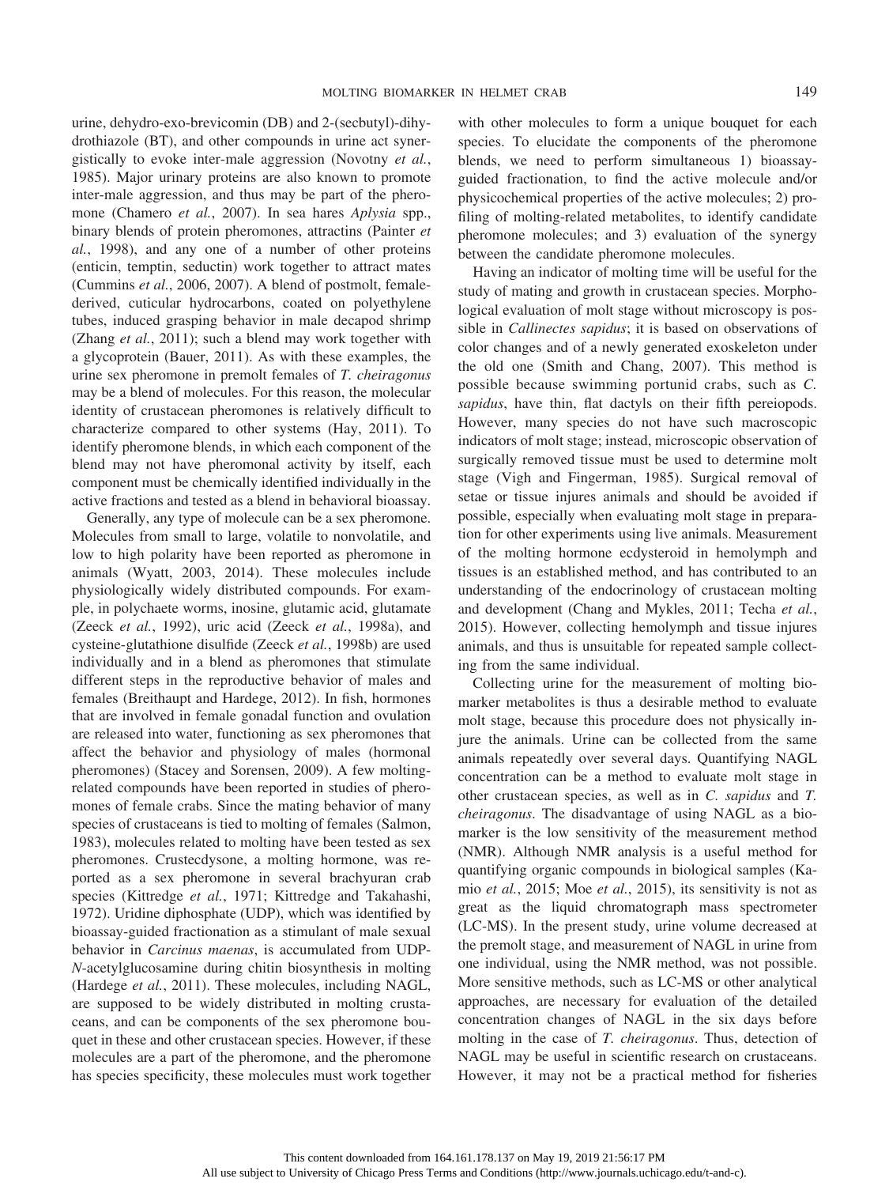urine, dehydro-exo-brevicomin (DB) and 2-(secbutyl)-dihydrothiazole (BT), and other compounds in urine act synergistically to evoke inter-male aggression (Novotny *et al.*, 1985). Major urinary proteins are also known to promote inter-male aggression, and thus may be part of the pheromone (Chamero *et al.*, 2007). In sea hares *Aplysia* spp., binary blends of protein pheromones, attractins (Painter *et al.*, 1998), and any one of a number of other proteins (enticin, temptin, seductin) work together to attract mates (Cummins *et al.*, 2006, 2007). A blend of postmolt, female-derived, cuticular hydrocarbons, coated on polyethylene tubes, induced grasping behavior in male decapod shrimp (Zhang *et al.*, 2011); such a blend may work together with a glycoprotein (Bauer, 2011). As with these examples, the urine sex pheromone in premolt females of *T. cheiragonus* may be a blend of molecules. For this reason, the molecular identity of crustacean pheromones is relatively difficult to characterize compared to other systems (Hay, 2011). To identify pheromone blends, in which each component of the blend may not have pheromonal activity by itself, each component must be chemically identified individually in the active fractions and tested as a blend in behavioral bioassay.

Generally, any type of molecule can be a sex pheromone. Molecules from small to large, volatile to nonvolatile, and low to high polarity have been reported as pheromone in animals (Wyatt, 2003, 2014). These molecules include physiologically widely distributed compounds. For example, in polychaete worms, inosine, glutamic acid, glutamate (Zeeck *et al.*, 1992), uric acid (Zeeck *et al.*, 1998a), and cysteine-glutathione disulfide (Zeeck *et al.*, 1998b) are used individually and in a blend as pheromones that stimulate different steps in the reproductive behavior of males and females (Breithaupt and Hardege, 2012). In fish, hormones that are involved in female gonadal function and ovulation are released into water, functioning as sex pheromones that affect the behavior and physiology of males (hormonal pheromones) (Stacey and Sorensen, 2009). A few molting-related compounds have been reported in studies of pheromones of female crabs. Since the mating behavior of many species of crustaceans is tied to molting of females (Salmon, 1983), molecules related to molting have been tested as sex pheromones. Crustecdysone, a molting hormone, was reported as a sex pheromone in several brachyuran crab species (Kittredge *et al.*, 1971; Kittredge and Takahashi, 1972). Uridine diphosphate (UDP), which was identified by bioassay-guided fractionation as a stimulant of male sexual behavior in *Carcinus maenas*, is accumulated from UDP-*N*-acetylglucosamine during chitin biosynthesis in molting (Hardege *et al.*, 2011). These molecules, including NAGL, are supposed to be widely distributed in molting crustaceans, and can be components of the sex pheromone bouquet in these and other crustacean species. However, if these molecules are a part of the pheromone, and the pheromone has species specificity, these molecules must work together with other molecules to form a unique bouquet for each species. To elucidate the components of the pheromone blends, we need to perform simultaneous 1) bioassay-guided fractionation, to find the active molecule and/or physicochemical properties of the active molecules; 2) profiling of molting-related metabolites, to identify candidate pheromone molecules; and 3) evaluation of the synergy between the candidate pheromone molecules.

Having an indicator of molting time will be useful for the study of mating and growth in crustacean species. Morphological evaluation of molt stage without microscopy is possible in *Callinectes sapidus*; it is based on observations of color changes and of a newly generated exoskeleton under the old one (Smith and Chang, 2007). This method is possible because swimming portunid crabs, such as *C. sapidus*, have thin, flat dactyls on their fifth pereiopods. However, many species do not have such macroscopic indicators of molt stage; instead, microscopic observation of surgically removed tissue must be used to determine molt stage (Vigh and Fingerman, 1985). Surgical removal of setae or tissue injures animals and should be avoided if possible, especially when evaluating molt stage in preparation for other experiments using live animals. Measurement of the molting hormone ecdysteroid in hemolymph and tissues is an established method, and has contributed to an understanding of the endocrinology of crustacean molting and development (Chang and Mykles, 2011; Techa *et al.*, 2015). However, collecting hemolymph and tissue injures animals, and thus is unsuitable for repeated sample collecting from the same individual.

Collecting urine for the measurement of molting biomarker metabolites is thus a desirable method to evaluate molt stage, because this procedure does not physically injure the animals. Urine can be collected from the same animals repeatedly over several days. Quantifying NAGL concentration can be a method to evaluate molt stage in other crustacean species, as well as in *C. sapidus* and *T. cheiragonus*. The disadvantage of using NAGL as a biomarker is the low sensitivity of the measurement method (NMR). Although NMR analysis is a useful method for quantifying organic compounds in biological samples (Kamio *et al.*, 2015; Moe *et al.*, 2015), its sensitivity is not as great as the liquid chromatograph mass spectrometer (LC-MS). In the present study, urine volume decreased at the premolt stage, and measurement of NAGL in urine from one individual, using the NMR method, was not possible. More sensitive methods, such as LC-MS or other analytical approaches, are necessary for evaluation of the detailed concentration changes of NAGL in the six days before molting in the case of *T. cheiragonus*. Thus, detection of NAGL may be useful in scientific research on crustaceans. However, it may not be a practical method for fisheries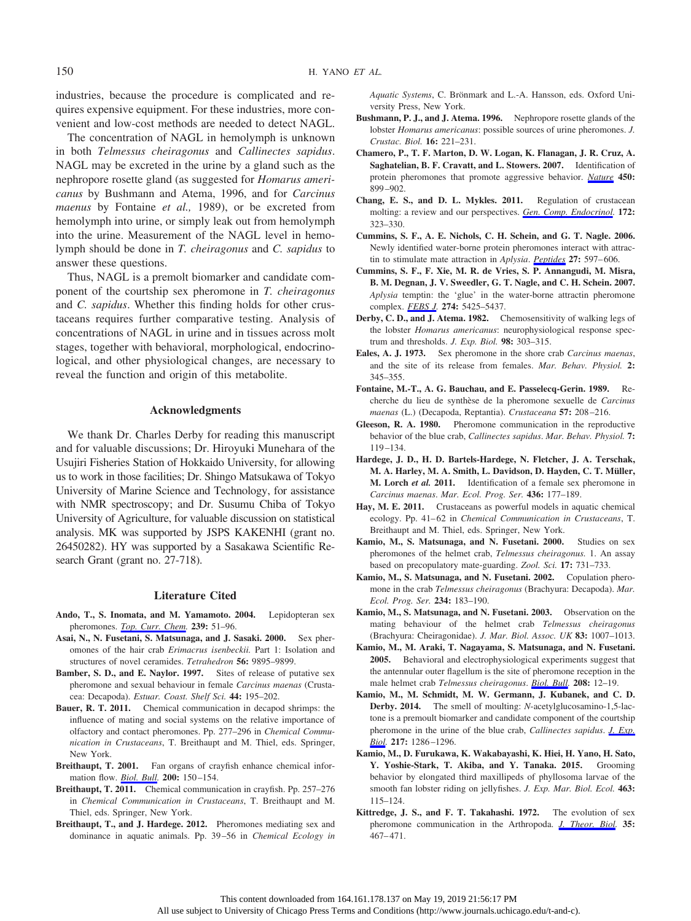industries, because the procedure is complicated and requires expensive equipment. For these industries, more convenient and low-cost methods are needed to detect NAGL.

The concentration of NAGL in hemolymph is unknown in both *Telmessus cheiragonus* and *Callinectes sapidus*. NAGL may be excreted in the urine by a gland such as the nephropore rosette gland (as suggested for *Homarus americanus* by Bushmann and Atema, 1996, and for *Carcinus maenus* by Fontaine *et al.,* 1989), or be excreted from hemolymph into urine, or simply leak out from hemolymph into the urine. Measurement of the NAGL level in hemolymph should be done in *T. cheiragonus* and *C. sapidus* to answer these questions.

Thus, NAGL is a premolt biomarker and candidate component of the courtship sex pheromone in *T. cheiragonus* and *C. sapidus*. Whether this finding holds for other crustaceans requires further comparative testing. Analysis of concentrations of NAGL in urine and in tissues across molt stages, together with behavioral, morphological, endocrinological, and other physiological changes, are necessary to reveal the function and origin of this metabolite.

## Acknowledgments

We thank Dr. Charles Derby for reading this manuscript and for valuable discussions; Dr. Hiroyuki Munehara of the Usujiri Fisheries Station of Hokkaido University, for allowing us to work in those facilities; Dr. Shingo Matsukawa of Tokyo University of Marine Science and Technology, for assistance with NMR spectroscopy; and Dr. Susumu Chiba of Tokyo University of Agriculture, for valuable discussion on statistical analysis. MK was supported by JSPS KAKENHI (grant no. 26450282). HY was supported by a Sasakawa Scientific Research Grant (grant no. 27-718).

## Literature Cited

**Ando, T., S. Inomata, and M. Yamamoto. 2004.** Lepidopteran sex pheromones. *Top. Curr. Chem.* **239:** 51–96.

**Asai, N., N. Fusetani, S. Matsunaga, and J. Sasaki. 2000.** Sex pheromones of the hair crab *Erimacrus isenbeckii.* Part 1: Isolation and structures of novel ceramides. *Tetrahedron* **56:** 9895–9899.

**Bamber, S. D., and E. Naylor. 1997.** Sites of release of putative sex pheromone and sexual behaviour in female *Carcinus maenas* (Crustacea: Decapoda). *Estuar. Coast. Shelf Sci.* **44:** 195–202.

**Bauer, R. T. 2011.** Chemical communication in decapod shrimps: the influence of mating and social systems on the relative importance of olfactory and contact pheromones. Pp. 277–296 in *Chemical Communication in Crustaceans*, T. Breithaupt and M. Thiel, eds. Springer, New York.

**Breithaupt, T. 2001.** Fan organs of crayfish enhance chemical information flow. *Biol. Bull.* **200:** 150–154.

**Breithaupt, T. 2011.** Chemical communication in crayfish. Pp. 257–276 in *Chemical Communication in Crustaceans*, T. Breithaupt and M. Thiel, eds. Springer, New York.

**Breithaupt, T., and J. Hardege. 2012.** Pheromones mediating sex and dominance in aquatic animals. Pp. 39–56 in *Chemical Ecology in Aquatic Systems*, C. Brönmark and L.-A. Hansson, eds. Oxford University Press, New York.

**Bushmann, P. J., and J. Atema. 1996.** Nephropore rosette glands of the lobster *Homarus americanus*: possible sources of urine pheromones. *J. Crustac. Biol.* **16:** 221–231.

**Chamero, P., T. F. Marton, D. W. Logan, K. Flanagan, J. R. Cruz, A. Saghatelian, B. F. Cravatt, and L. Stowers. 2007.** Identification of protein pheromones that promote aggressive behavior. *Nature* **450:** 899–902.

**Chang, E. S., and D. L. Mykles. 2011.** Regulation of crustacean molting: a review and our perspectives. *Gen. Comp. Endocrinol.* **172:** 323–330.

**Cummins, S. F., A. E. Nichols, C. H. Schein, and G. T. Nagle. 2006.** Newly identified water-borne protein pheromones interact with attractin to stimulate mate attraction in *Aplysia*. *Peptides* **27:** 597–606.

**Cummins, S. F., F. Xie, M. R. de Vries, S. P. Annangudi, M. Misra, B. M. Degnan, J. V. Sweedler, G. T. Nagle, and C. H. Schein. 2007.** *Aplysia* temptin: the 'glue' in the water-borne attractin pheromone complex. *FEBS J.* **274:** 5425–5437.

**Derby, C. D., and J. Atema. 1982.** Chemosensitivity of walking legs of the lobster *Homarus americanus*: neurophysiological response spectrum and thresholds. *J. Exp. Biol.* **98:** 303–315.

**Eales, A. J. 1973.** Sex pheromone in the shore crab *Carcinus maenas*, and the site of its release from females. *Mar. Behav. Physiol.* **2:** 345–355.

**Fontaine, M.-T., A. G. Bauchau, and E. Passelecq-Gerin. 1989.** Recherche du lieu de synthèse de la pheromone sexuelle de *Carcinus maenas* (L.) (Decapoda, Reptantia). *Crustaceana* **57:** 208–216.

**Gleeson, R. A. 1980.** Pheromone communication in the reproductive behavior of the blue crab, *Callinectes sapidus*. *Mar. Behav. Physiol.* **7:** 119–134.

**Hardege, J. D., H. D. Bartels-Hardege, N. Fletcher, J. A. Terschak, M. A. Harley, M. A. Smith, L. Davidson, D. Hayden, C. T. Müller, M. Lorch *et al.* 2011.** Identification of a female sex pheromone in *Carcinus maenas*. *Mar. Ecol. Prog. Ser.* **436:** 177–189.

**Hay, M. E. 2011.** Crustaceans as powerful models in aquatic chemical ecology. Pp. 41–62 in *Chemical Communication in Crustaceans*, T. Breithaupt and M. Thiel, eds. Springer, New York.

**Kamio, M., S. Matsunaga, and N. Fusetani. 2000.** Studies on sex pheromones of the helmet crab, *Telmessus cheiragonus.* 1. An assay based on precopulatory mate-guarding. *Zool. Sci.* **17:** 731–733.

**Kamio, M., S. Matsunaga, and N. Fusetani. 2002.** Copulation pheromone in the crab *Telmessus cheiragonus* (Brachyura: Decapoda). *Mar. Ecol. Prog. Ser.* **234:** 183–190.

**Kamio, M., S. Matsunaga, and N. Fusetani. 2003.** Observation on the mating behaviour of the helmet crab *Telmessus cheiragonus* (Brachyura: Cheiragonidae). *J. Mar. Biol. Assoc. UK* **83:** 1007–1013.

**Kamio, M., M. Araki, T. Nagayama, S. Matsunaga, and N. Fusetani. 2005.** Behavioral and electrophysiological experiments suggest that the antennular outer flagellum is the site of pheromone reception in the male helmet crab *Telmessus cheiragonus*. *Biol. Bull.* **208:** 12–19.

**Kamio, M., M. Schmidt, M. W. Germann, J. Kubanek, and C. D. Derby. 2014.** The smell of moulting: *N*-acetylglucosamino-1,5-lactone is a premoult biomarker and candidate component of the courtship pheromone in the urine of the blue crab, *Callinectes sapidus*. *J. Exp. Biol.* **217:** 1286–1296.

**Kamio, M., D. Furukawa, K. Wakabayashi, K. Hiei, H. Yano, H. Sato, Y. Yoshie-Stark, T. Akiba, and Y. Tanaka. 2015.** Grooming behavior by elongated third maxillipeds of phyllosoma larvae of the smooth fan lobster riding on jellyfishes. *J. Exp. Mar. Biol. Ecol.* **463:** 115–124.

**Kittredge, J. S., and F. T. Takahashi. 1972.** The evolution of sex pheromone communication in the Arthropoda. *J. Theor. Biol.* **35:** 467–471.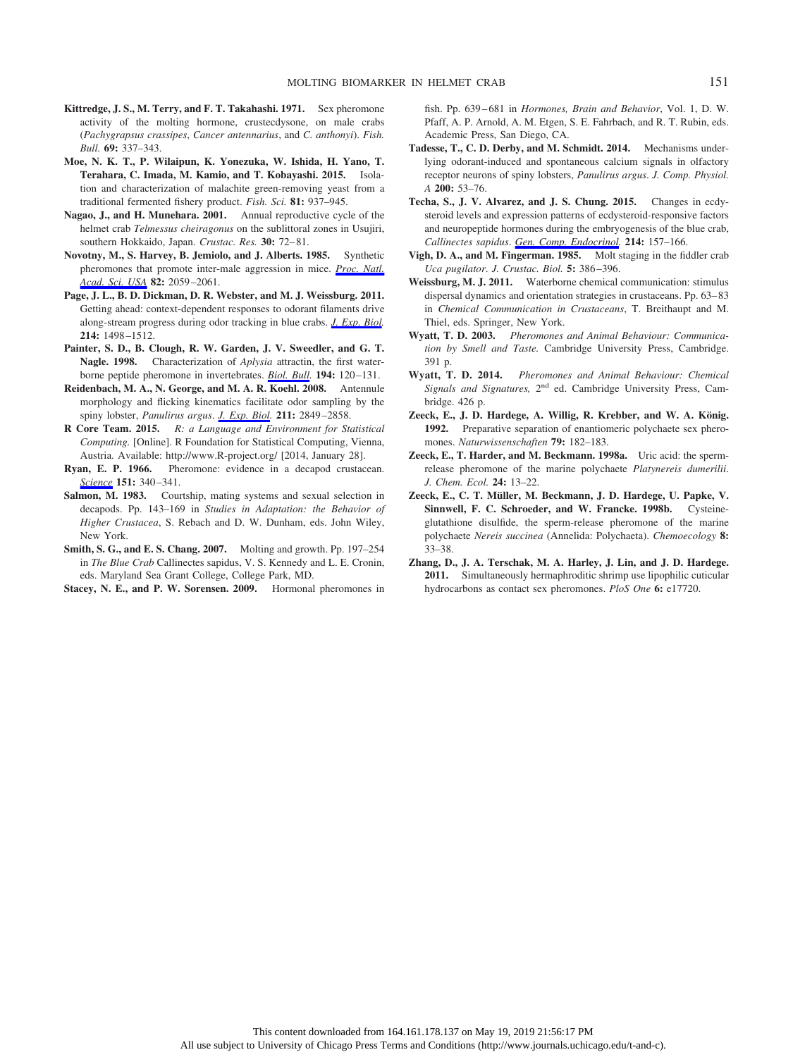**Kittredge, J. S., M. Terry, and F. T. Takahashi. 1971.** Sex pheromone activity of the molting hormone, crustecdysone, on male crabs (*Pachygrapsus crassipes*, *Cancer antennarius*, and *C. anthonyi*). *Fish. Bull.* **69:** 337–343.

**Moe, N. K. T., P. Wilaipun, K. Yonezuka, W. Ishida, H. Yano, T. Terahara, C. Imada, M. Kamio, and T. Kobayashi. 2015.** Isolation and characterization of malachite green-removing yeast from a traditional fermented fishery product. *Fish. Sci.* **81:** 937–945.

**Nagao, J., and H. Munehara. 2001.** Annual reproductive cycle of the helmet crab *Telmessus cheiragonus* on the sublittoral zones in Usujiri, southern Hokkaido, Japan. *Crustac. Res.* **30:** 72–81.

**Novotny, M., S. Harvey, B. Jemiolo, and J. Alberts. 1985.** Synthetic pheromones that promote inter-male aggression in mice. *Proc. Natl. Acad. Sci. USA* **82:** 2059–2061.

**Page, J. L., B. D. Dickman, D. R. Webster, and M. J. Weissburg. 2011.** Getting ahead: context-dependent responses to odorant filaments drive along-stream progress during odor tracking in blue crabs. *J. Exp. Biol.* **214:** 1498–1512.

**Painter, S. D., B. Clough, R. W. Garden, J. V. Sweedler, and G. T. Nagle. 1998.** Characterization of *Aplysia* attractin, the first water-borne peptide pheromone in invertebrates. *Biol. Bull.* **194:** 120–131.

**Reidenbach, M. A., N. George, and M. A. R. Koehl. 2008.** Antennule morphology and flicking kinematics facilitate odor sampling by the spiny lobster, *Panulirus argus*. *J. Exp. Biol.* **211:** 2849–2858.

**R Core Team. 2015.** *R: a Language and Environment for Statistical Computing.* [Online]. R Foundation for Statistical Computing, Vienna, Austria. Available: http://www.R-project.org/ [2014, January 28].

**Ryan, E. P. 1966.** Pheromone: evidence in a decapod crustacean. *Science* **151:** 340–341.

**Salmon, M. 1983.** Courtship, mating systems and sexual selection in decapods. Pp. 143–169 in *Studies in Adaptation: the Behavior of Higher Crustacea*, S. Rebach and D. W. Dunham, eds. John Wiley, New York.

**Smith, S. G., and E. S. Chang. 2007.** Molting and growth. Pp. 197–254 in *The Blue Crab* Callinectes sapidus, V. S. Kennedy and L. E. Cronin, eds. Maryland Sea Grant College, College Park, MD.

**Stacey, N. E., and P. W. Sorensen. 2009.** Hormonal pheromones in fish. Pp. 639–681 in *Hormones, Brain and Behavior*, Vol. 1, D. W. Pfaff, A. P. Arnold, A. M. Etgen, S. E. Fahrbach, and R. T. Rubin, eds. Academic Press, San Diego, CA.

**Tadesse, T., C. D. Derby, and M. Schmidt. 2014.** Mechanisms underlying odorant-induced and spontaneous calcium signals in olfactory receptor neurons of spiny lobsters, *Panulirus argus*. *J. Comp. Physiol. A* **200:** 53–76.

**Techa, S., J. V. Alvarez, and J. S. Chung. 2015.** Changes in ecdysteroid levels and expression patterns of ecdysteroid-responsive factors and neuropeptide hormones during the embryogenesis of the blue crab, *Callinectes sapidus*. *Gen. Comp. Endocrinol.* **214:** 157–166.

**Vigh, D. A., and M. Fingerman. 1985.** Molt staging in the fiddler crab *Uca pugilator*. *J. Crustac. Biol.* **5:** 386–396.

**Weissburg, M. J. 2011.** Waterborne chemical communication: stimulus dispersal dynamics and orientation strategies in crustaceans. Pp. 63–83 in *Chemical Communication in Crustaceans*, T. Breithaupt and M. Thiel, eds. Springer, New York.

**Wyatt, T. D. 2003.** *Pheromones and Animal Behaviour: Communication by Smell and Taste.* Cambridge University Press, Cambridge. 391 p.

**Wyatt, T. D. 2014.** *Pheromones and Animal Behaviour: Chemical Signals and Signatures,* 2nd ed. Cambridge University Press, Cambridge. 426 p.

**Zeeck, E., J. D. Hardege, A. Willig, R. Krebber, and W. A. König. 1992.** Preparative separation of enantiomeric polychaete sex pheromones. *Naturwissenschaften* **79:** 182–183.

**Zeeck, E., T. Harder, and M. Beckmann. 1998a.** Uric acid: the sperm-release pheromone of the marine polychaete *Platynereis dumerilii*. *J. Chem. Ecol.* **24:** 13–22.

**Zeeck, E., C. T. Müller, M. Beckmann, J. D. Hardege, U. Papke, V. Sinnwell, F. C. Schroeder, and W. Francke. 1998b.** Cysteine-glutathione disulfide, the sperm-release pheromone of the marine polychaete *Nereis succinea* (Annelida: Polychaeta). *Chemoecology* **8:** 33–38.

**Zhang, D., J. A. Terschak, M. A. Harley, J. Lin, and J. D. Hardege. 2011.** Simultaneously hermaphroditic shrimp use lipophilic cuticular hydrocarbons as contact sex pheromones. *PloS One* **6:** e17720.